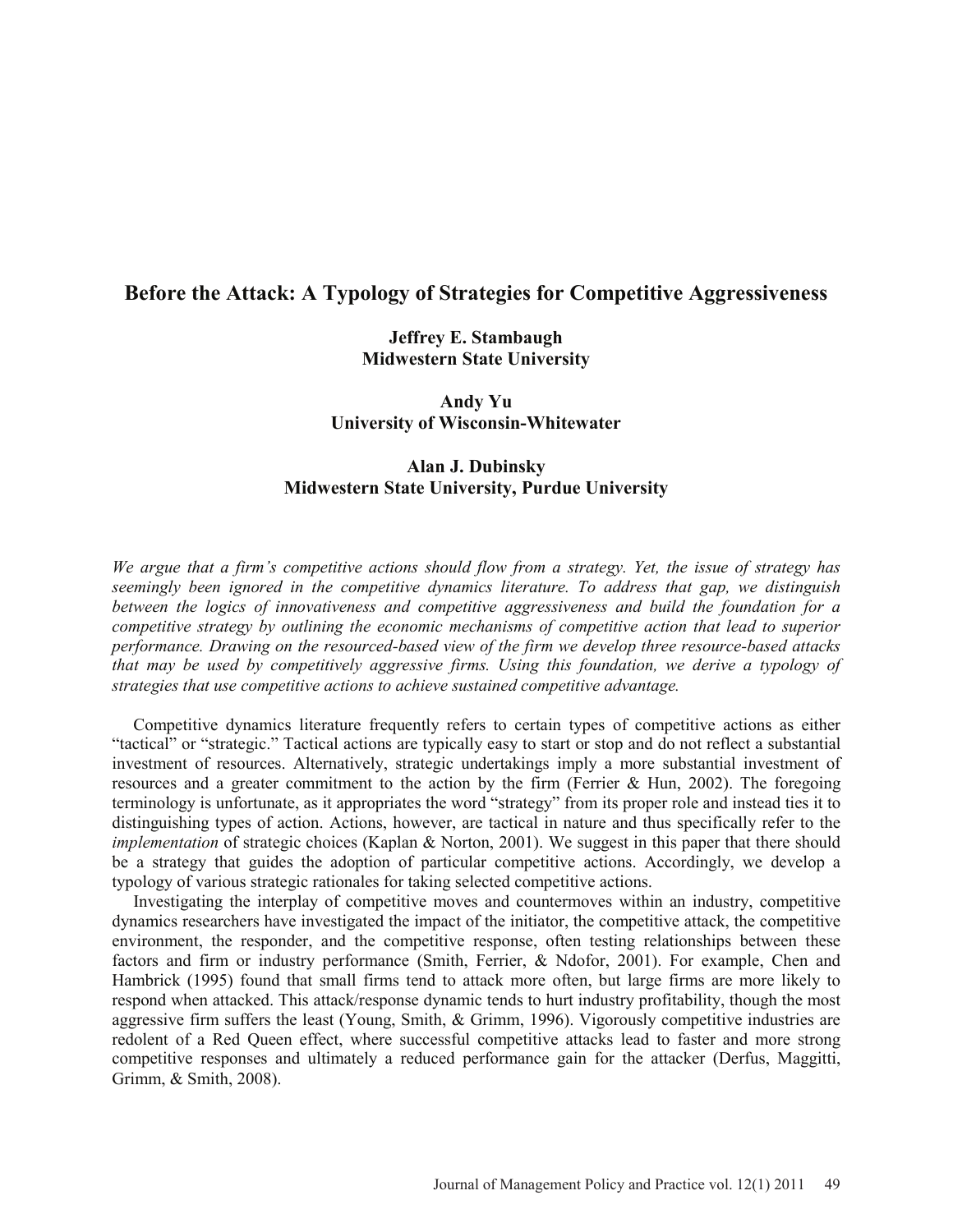# Before the Attack: A Typology of Strategies for Competitive Aggressiveness

**Jeffrey E. Stambaugh**
**Midwestern State University**

**Andy Yu**
**University of Wisconsin-Whitewater**

**Alan J. Dubinsky**
**Midwestern State University, Purdue University**

*We argue that a firm's competitive actions should flow from a strategy. Yet, the issue of strategy has seemingly been ignored in the competitive dynamics literature. To address that gap, we distinguish between the logics of innovativeness and competitive aggressiveness and build the foundation for a competitive strategy by outlining the economic mechanisms of competitive action that lead to superior performance. Drawing on the resourced-based view of the firm we develop three resource-based attacks that may be used by competitively aggressive firms. Using this foundation, we derive a typology of strategies that use competitive actions to achieve sustained competitive advantage.*

Competitive dynamics literature frequently refers to certain types of competitive actions as either "tactical" or "strategic." Tactical actions are typically easy to start or stop and do not reflect a substantial investment of resources. Alternatively, strategic undertakings imply a more substantial investment of resources and a greater commitment to the action by the firm (Ferrier & Hun, 2002). The foregoing terminology is unfortunate, as it appropriates the word "strategy" from its proper role and instead ties it to distinguishing types of action. Actions, however, are tactical in nature and thus specifically refer to the *implementation* of strategic choices (Kaplan & Norton, 2001). We suggest in this paper that there should be a strategy that guides the adoption of particular competitive actions. Accordingly, we develop a typology of various strategic rationales for taking selected competitive actions.

Investigating the interplay of competitive moves and countermoves within an industry, competitive dynamics researchers have investigated the impact of the initiator, the competitive attack, the competitive environment, the responder, and the competitive response, often testing relationships between these factors and firm or industry performance (Smith, Ferrier, & Ndofor, 2001). For example, Chen and Hambrick (1995) found that small firms tend to attack more often, but large firms are more likely to respond when attacked. This attack/response dynamic tends to hurt industry profitability, though the most aggressive firm suffers the least (Young, Smith, & Grimm, 1996). Vigorously competitive industries are redolent of a Red Queen effect, where successful competitive attacks lead to faster and more strong competitive responses and ultimately a reduced performance gain for the attacker (Derfus, Maggitti, Grimm, & Smith, 2008).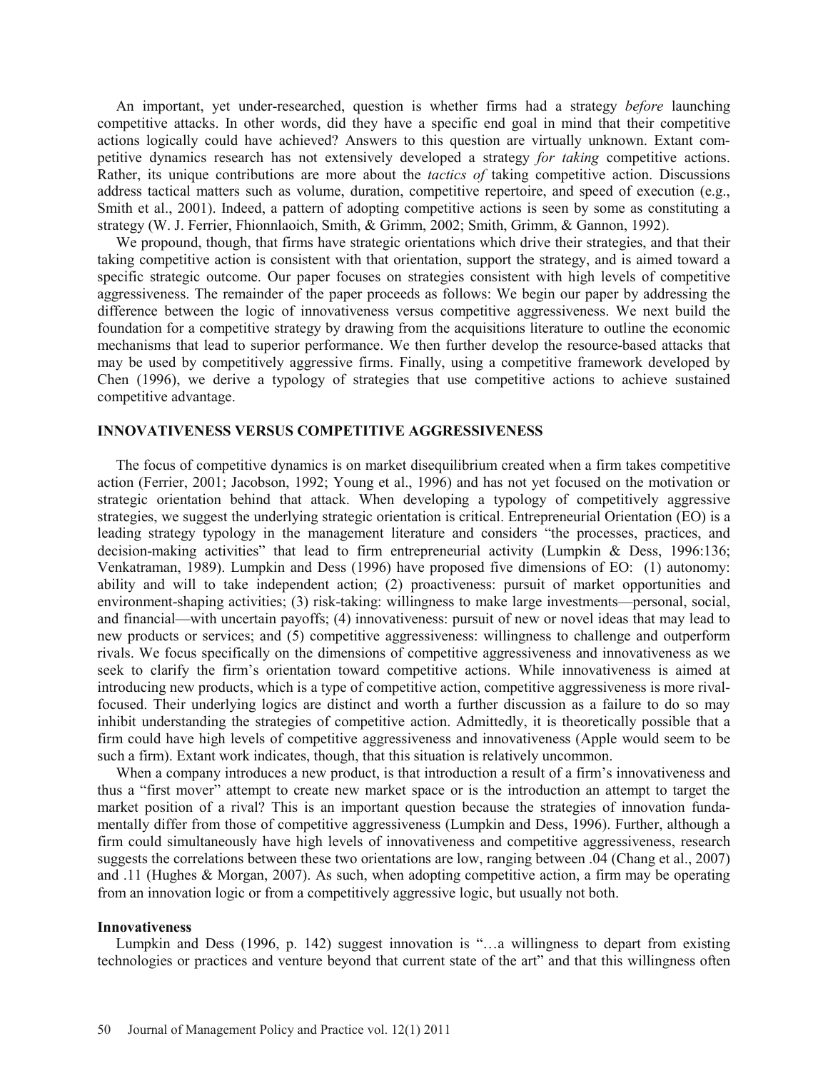An important, yet under-researched, question is whether firms had a strategy *before* launching competitive attacks. In other words, did they have a specific end goal in mind that their competitive actions logically could have achieved? Answers to this question are virtually unknown. Extant competitive dynamics research has not extensively developed a strategy *for taking* competitive actions. Rather, its unique contributions are more about the *tactics of* taking competitive action. Discussions address tactical matters such as volume, duration, competitive repertoire, and speed of execution (e.g., Smith et al., 2001). Indeed, a pattern of adopting competitive actions is seen by some as constituting a strategy (W. J. Ferrier, Fhionnlaoich, Smith, & Grimm, 2002; Smith, Grimm, & Gannon, 1992).

We propound, though, that firms have strategic orientations which drive their strategies, and that their taking competitive action is consistent with that orientation, support the strategy, and is aimed toward a specific strategic outcome. Our paper focuses on strategies consistent with high levels of competitive aggressiveness. The remainder of the paper proceeds as follows: We begin our paper by addressing the difference between the logic of innovativeness versus competitive aggressiveness. We next build the foundation for a competitive strategy by drawing from the acquisitions literature to outline the economic mechanisms that lead to superior performance. We then further develop the resource-based attacks that may be used by competitively aggressive firms. Finally, using a competitive framework developed by Chen (1996), we derive a typology of strategies that use competitive actions to achieve sustained competitive advantage.

## INNOVATIVENESS VERSUS COMPETITIVE AGGRESSIVENESS

The focus of competitive dynamics is on market disequilibrium created when a firm takes competitive action (Ferrier, 2001; Jacobson, 1992; Young et al., 1996) and has not yet focused on the motivation or strategic orientation behind that attack. When developing a typology of competitively aggressive strategies, we suggest the underlying strategic orientation is critical. Entrepreneurial Orientation (EO) is a leading strategy typology in the management literature and considers "the processes, practices, and decision-making activities" that lead to firm entrepreneurial activity (Lumpkin & Dess, 1996:136; Venkatraman, 1989). Lumpkin and Dess (1996) have proposed five dimensions of EO: (1) autonomy: ability and will to take independent action; (2) proactiveness: pursuit of market opportunities and environment-shaping activities; (3) risk-taking: willingness to make large investments—personal, social, and financial—with uncertain payoffs; (4) innovativeness: pursuit of new or novel ideas that may lead to new products or services; and (5) competitive aggressiveness: willingness to challenge and outperform rivals. We focus specifically on the dimensions of competitive aggressiveness and innovativeness as we seek to clarify the firm's orientation toward competitive actions. While innovativeness is aimed at introducing new products, which is a type of competitive action, competitive aggressiveness is more rival-focused. Their underlying logics are distinct and worth a further discussion as a failure to do so may inhibit understanding the strategies of competitive action. Admittedly, it is theoretically possible that a firm could have high levels of competitive aggressiveness and innovativeness (Apple would seem to be such a firm). Extant work indicates, though, that this situation is relatively uncommon.

When a company introduces a new product, is that introduction a result of a firm's innovativeness and thus a "first mover" attempt to create new market space or is the introduction an attempt to target the market position of a rival? This is an important question because the strategies of innovation fundamentally differ from those of competitive aggressiveness (Lumpkin and Dess, 1996). Further, although a firm could simultaneously have high levels of innovativeness and competitive aggressiveness, research suggests the correlations between these two orientations are low, ranging between .04 (Chang et al., 2007) and .11 (Hughes & Morgan, 2007). As such, when adopting competitive action, a firm may be operating from an innovation logic or from a competitively aggressive logic, but usually not both.

### Innovativeness

Lumpkin and Dess (1996, p. 142) suggest innovation is "…a willingness to depart from existing technologies or practices and venture beyond that current state of the art" and that this willingness often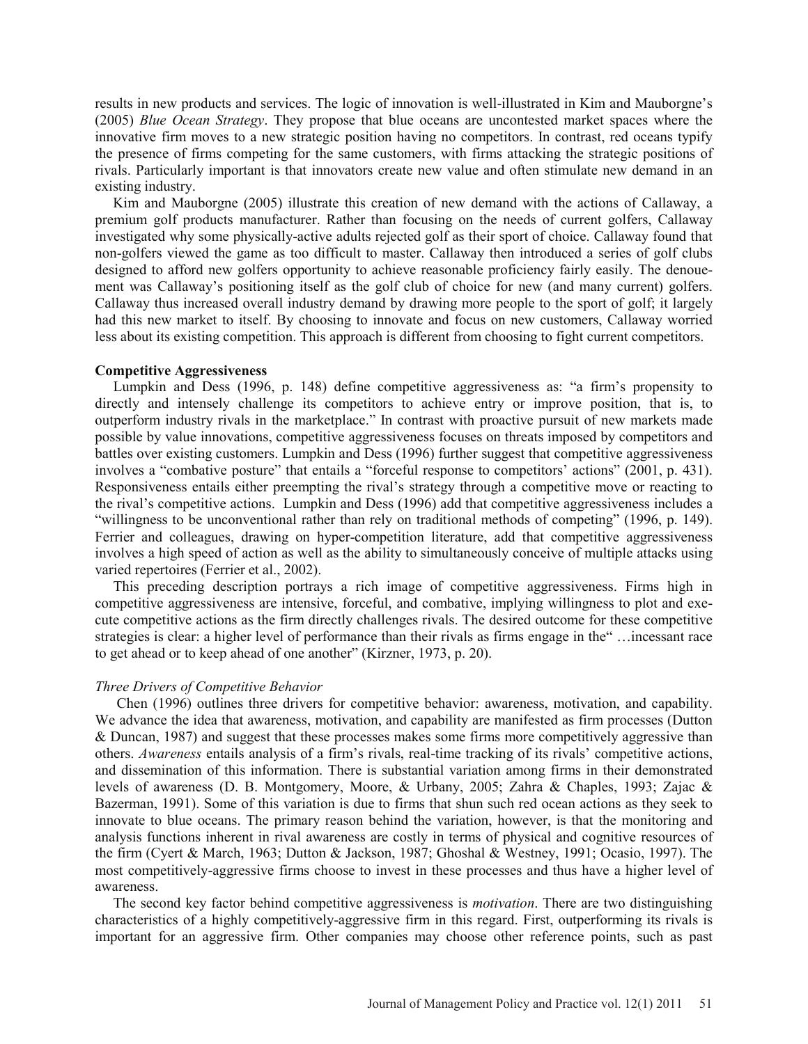results in new products and services. The logic of innovation is well-illustrated in Kim and Mauborgne's (2005) *Blue Ocean Strategy*. They propose that blue oceans are uncontested market spaces where the innovative firm moves to a new strategic position having no competitors. In contrast, red oceans typify the presence of firms competing for the same customers, with firms attacking the strategic positions of rivals. Particularly important is that innovators create new value and often stimulate new demand in an existing industry.

Kim and Mauborgne (2005) illustrate this creation of new demand with the actions of Callaway, a premium golf products manufacturer. Rather than focusing on the needs of current golfers, Callaway investigated why some physically-active adults rejected golf as their sport of choice. Callaway found that non-golfers viewed the game as too difficult to master. Callaway then introduced a series of golf clubs designed to afford new golfers opportunity to achieve reasonable proficiency fairly easily. The denouement was Callaway's positioning itself as the golf club of choice for new (and many current) golfers. Callaway thus increased overall industry demand by drawing more people to the sport of golf; it largely had this new market to itself. By choosing to innovate and focus on new customers, Callaway worried less about its existing competition. This approach is different from choosing to fight current competitors.

**Competitive Aggressiveness**

Lumpkin and Dess (1996, p. 148) define competitive aggressiveness as: "a firm's propensity to directly and intensely challenge its competitors to achieve entry or improve position, that is, to outperform industry rivals in the marketplace." In contrast with proactive pursuit of new markets made possible by value innovations, competitive aggressiveness focuses on threats imposed by competitors and battles over existing customers. Lumpkin and Dess (1996) further suggest that competitive aggressiveness involves a "combative posture" that entails a "forceful response to competitors' actions" (2001, p. 431). Responsiveness entails either preempting the rival's strategy through a competitive move or reacting to the rival's competitive actions. Lumpkin and Dess (1996) add that competitive aggressiveness includes a "willingness to be unconventional rather than rely on traditional methods of competing" (1996, p. 149). Ferrier and colleagues, drawing on hyper-competition literature, add that competitive aggressiveness involves a high speed of action as well as the ability to simultaneously conceive of multiple attacks using varied repertoires (Ferrier et al., 2002).

This preceding description portrays a rich image of competitive aggressiveness. Firms high in competitive aggressiveness are intensive, forceful, and combative, implying willingness to plot and execute competitive actions as the firm directly challenges rivals. The desired outcome for these competitive strategies is clear: a higher level of performance than their rivals as firms engage in the" …incessant race to get ahead or to keep ahead of one another" (Kirzner, 1973, p. 20).

*Three Drivers of Competitive Behavior*

Chen (1996) outlines three drivers for competitive behavior: awareness, motivation, and capability. We advance the idea that awareness, motivation, and capability are manifested as firm processes (Dutton & Duncan, 1987) and suggest that these processes makes some firms more competitively aggressive than others. *Awareness* entails analysis of a firm's rivals, real-time tracking of its rivals' competitive actions, and dissemination of this information. There is substantial variation among firms in their demonstrated levels of awareness (D. B. Montgomery, Moore, & Urbany, 2005; Zahra & Chaples, 1993; Zajac & Bazerman, 1991). Some of this variation is due to firms that shun such red ocean actions as they seek to innovate to blue oceans. The primary reason behind the variation, however, is that the monitoring and analysis functions inherent in rival awareness are costly in terms of physical and cognitive resources of the firm (Cyert & March, 1963; Dutton & Jackson, 1987; Ghoshal & Westney, 1991; Ocasio, 1997). The most competitively-aggressive firms choose to invest in these processes and thus have a higher level of awareness.

The second key factor behind competitive aggressiveness is *motivation*. There are two distinguishing characteristics of a highly competitively-aggressive firm in this regard. First, outperforming its rivals is important for an aggressive firm. Other companies may choose other reference points, such as past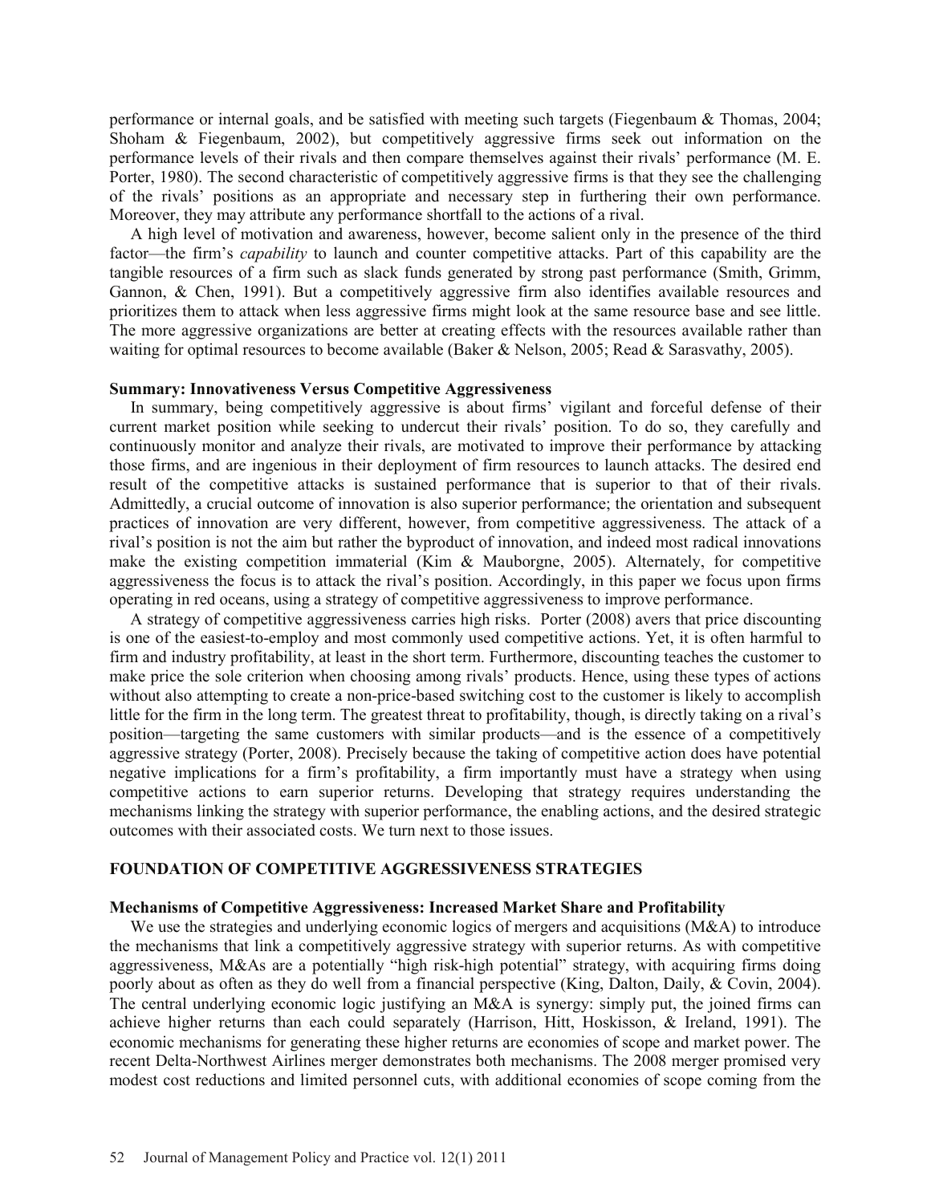performance or internal goals, and be satisfied with meeting such targets (Fiegenbaum & Thomas, 2004; Shoham & Fiegenbaum, 2002), but competitively aggressive firms seek out information on the performance levels of their rivals and then compare themselves against their rivals' performance (M. E. Porter, 1980). The second characteristic of competitively aggressive firms is that they see the challenging of the rivals' positions as an appropriate and necessary step in furthering their own performance. Moreover, they may attribute any performance shortfall to the actions of a rival.

A high level of motivation and awareness, however, become salient only in the presence of the third factor—the firm's *capability* to launch and counter competitive attacks. Part of this capability are the tangible resources of a firm such as slack funds generated by strong past performance (Smith, Grimm, Gannon, & Chen, 1991). But a competitively aggressive firm also identifies available resources and prioritizes them to attack when less aggressive firms might look at the same resource base and see little. The more aggressive organizations are better at creating effects with the resources available rather than waiting for optimal resources to become available (Baker & Nelson, 2005; Read & Sarasvathy, 2005).

### Summary: Innovativeness Versus Competitive Aggressiveness

In summary, being competitively aggressive is about firms' vigilant and forceful defense of their current market position while seeking to undercut their rivals' position. To do so, they carefully and continuously monitor and analyze their rivals, are motivated to improve their performance by attacking those firms, and are ingenious in their deployment of firm resources to launch attacks. The desired end result of the competitive attacks is sustained performance that is superior to that of their rivals. Admittedly, a crucial outcome of innovation is also superior performance; the orientation and subsequent practices of innovation are very different, however, from competitive aggressiveness. The attack of a rival's position is not the aim but rather the byproduct of innovation, and indeed most radical innovations make the existing competition immaterial (Kim & Mauborgne, 2005). Alternately, for competitive aggressiveness the focus is to attack the rival's position. Accordingly, in this paper we focus upon firms operating in red oceans, using a strategy of competitive aggressiveness to improve performance.

A strategy of competitive aggressiveness carries high risks. Porter (2008) avers that price discounting is one of the easiest-to-employ and most commonly used competitive actions. Yet, it is often harmful to firm and industry profitability, at least in the short term. Furthermore, discounting teaches the customer to make price the sole criterion when choosing among rivals' products. Hence, using these types of actions without also attempting to create a non-price-based switching cost to the customer is likely to accomplish little for the firm in the long term. The greatest threat to profitability, though, is directly taking on a rival's position—targeting the same customers with similar products—and is the essence of a competitively aggressive strategy (Porter, 2008). Precisely because the taking of competitive action does have potential negative implications for a firm's profitability, a firm importantly must have a strategy when using competitive actions to earn superior returns. Developing that strategy requires understanding the mechanisms linking the strategy with superior performance, the enabling actions, and the desired strategic outcomes with their associated costs. We turn next to those issues.

## FOUNDATION OF COMPETITIVE AGGRESSIVENESS STRATEGIES

### Mechanisms of Competitive Aggressiveness: Increased Market Share and Profitability

We use the strategies and underlying economic logics of mergers and acquisitions (M&A) to introduce the mechanisms that link a competitively aggressive strategy with superior returns. As with competitive aggressiveness, M&As are a potentially "high risk-high potential" strategy, with acquiring firms doing poorly about as often as they do well from a financial perspective (King, Dalton, Daily, & Covin, 2004). The central underlying economic logic justifying an M&A is synergy: simply put, the joined firms can achieve higher returns than each could separately (Harrison, Hitt, Hoskisson, & Ireland, 1991). The economic mechanisms for generating these higher returns are economies of scope and market power. The recent Delta-Northwest Airlines merger demonstrates both mechanisms. The 2008 merger promised very modest cost reductions and limited personnel cuts, with additional economies of scope coming from the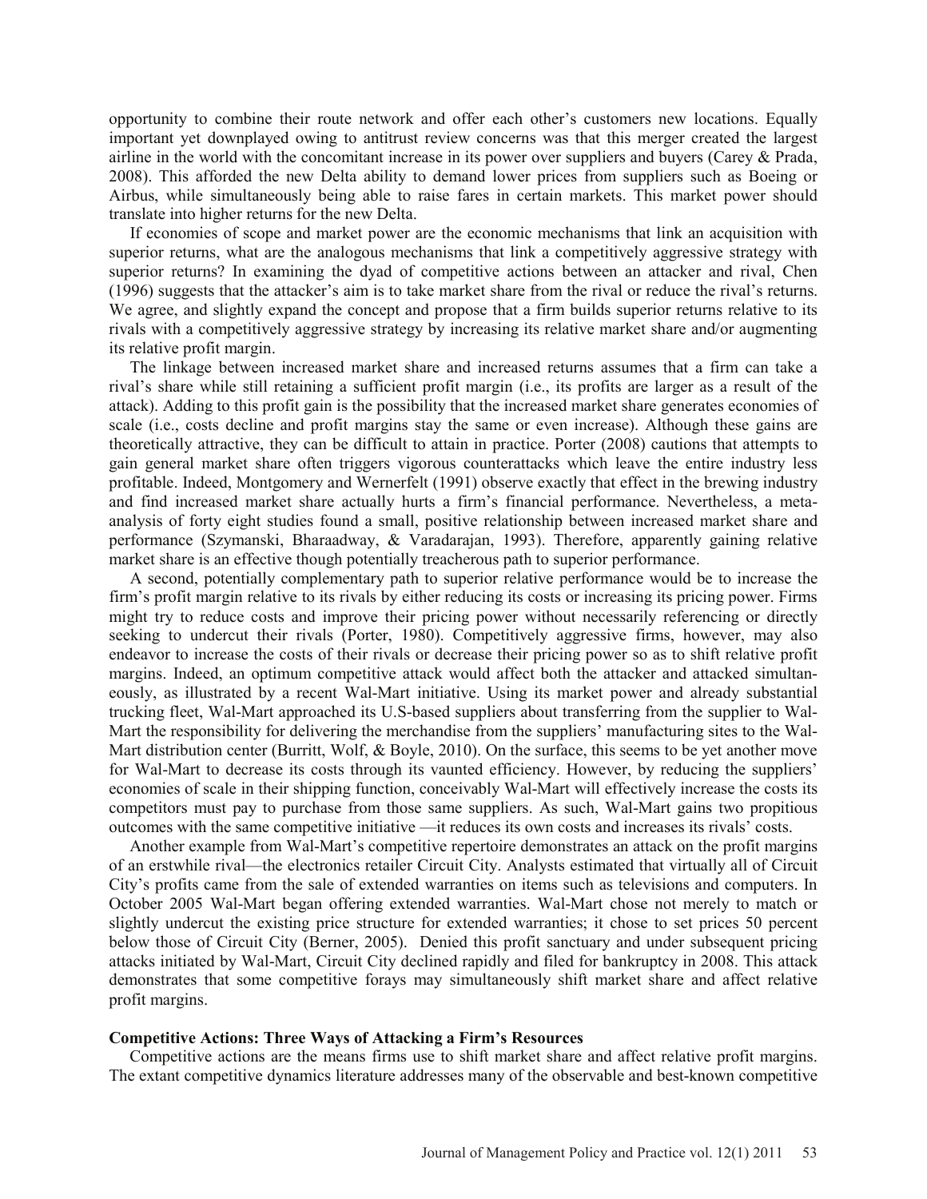opportunity to combine their route network and offer each other's customers new locations. Equally important yet downplayed owing to antitrust review concerns was that this merger created the largest airline in the world with the concomitant increase in its power over suppliers and buyers (Carey & Prada, 2008). This afforded the new Delta ability to demand lower prices from suppliers such as Boeing or Airbus, while simultaneously being able to raise fares in certain markets. This market power should translate into higher returns for the new Delta.

If economies of scope and market power are the economic mechanisms that link an acquisition with superior returns, what are the analogous mechanisms that link a competitively aggressive strategy with superior returns? In examining the dyad of competitive actions between an attacker and rival, Chen (1996) suggests that the attacker's aim is to take market share from the rival or reduce the rival's returns. We agree, and slightly expand the concept and propose that a firm builds superior returns relative to its rivals with a competitively aggressive strategy by increasing its relative market share and/or augmenting its relative profit margin.

The linkage between increased market share and increased returns assumes that a firm can take a rival's share while still retaining a sufficient profit margin (i.e., its profits are larger as a result of the attack). Adding to this profit gain is the possibility that the increased market share generates economies of scale (i.e., costs decline and profit margins stay the same or even increase). Although these gains are theoretically attractive, they can be difficult to attain in practice. Porter (2008) cautions that attempts to gain general market share often triggers vigorous counterattacks which leave the entire industry less profitable. Indeed, Montgomery and Wernerfelt (1991) observe exactly that effect in the brewing industry and find increased market share actually hurts a firm's financial performance. Nevertheless, a meta-analysis of forty eight studies found a small, positive relationship between increased market share and performance (Szymanski, Bharaadway, & Varadarajan, 1993). Therefore, apparently gaining relative market share is an effective though potentially treacherous path to superior performance.

A second, potentially complementary path to superior relative performance would be to increase the firm's profit margin relative to its rivals by either reducing its costs or increasing its pricing power. Firms might try to reduce costs and improve their pricing power without necessarily referencing or directly seeking to undercut their rivals (Porter, 1980). Competitively aggressive firms, however, may also endeavor to increase the costs of their rivals or decrease their pricing power so as to shift relative profit margins. Indeed, an optimum competitive attack would affect both the attacker and attacked simultaneously, as illustrated by a recent Wal-Mart initiative. Using its market power and already substantial trucking fleet, Wal-Mart approached its U.S-based suppliers about transferring from the supplier to Wal-Mart the responsibility for delivering the merchandise from the suppliers' manufacturing sites to the Wal-Mart distribution center (Burritt, Wolf, & Boyle, 2010). On the surface, this seems to be yet another move for Wal-Mart to decrease its costs through its vaunted efficiency. However, by reducing the suppliers' economies of scale in their shipping function, conceivably Wal-Mart will effectively increase the costs its competitors must pay to purchase from those same suppliers. As such, Wal-Mart gains two propitious outcomes with the same competitive initiative —it reduces its own costs and increases its rivals' costs.

Another example from Wal-Mart's competitive repertoire demonstrates an attack on the profit margins of an erstwhile rival—the electronics retailer Circuit City. Analysts estimated that virtually all of Circuit City's profits came from the sale of extended warranties on items such as televisions and computers. In October 2005 Wal-Mart began offering extended warranties. Wal-Mart chose not merely to match or slightly undercut the existing price structure for extended warranties; it chose to set prices 50 percent below those of Circuit City (Berner, 2005). Denied this profit sanctuary and under subsequent pricing attacks initiated by Wal-Mart, Circuit City declined rapidly and filed for bankruptcy in 2008. This attack demonstrates that some competitive forays may simultaneously shift market share and affect relative profit margins.

**Competitive Actions: Three Ways of Attacking a Firm's Resources**

Competitive actions are the means firms use to shift market share and affect relative profit margins. The extant competitive dynamics literature addresses many of the observable and best-known competitive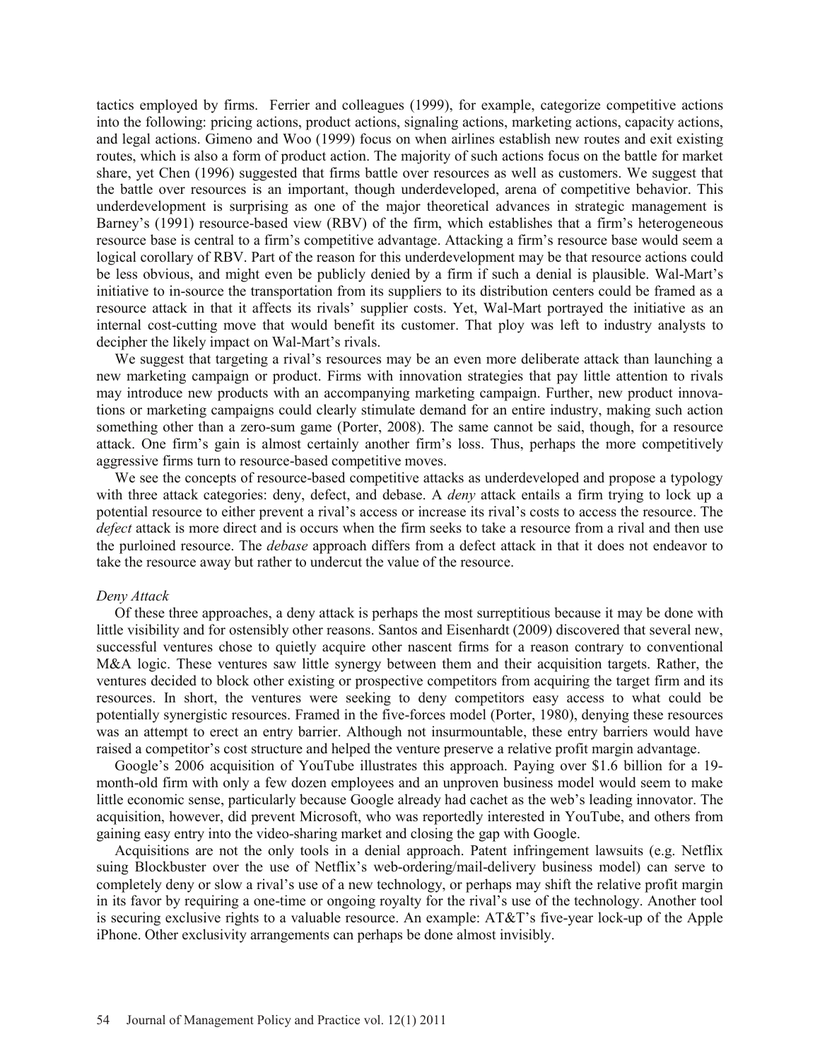tactics employed by firms. Ferrier and colleagues (1999), for example, categorize competitive actions into the following: pricing actions, product actions, signaling actions, marketing actions, capacity actions, and legal actions. Gimeno and Woo (1999) focus on when airlines establish new routes and exit existing routes, which is also a form of product action. The majority of such actions focus on the battle for market share, yet Chen (1996) suggested that firms battle over resources as well as customers. We suggest that the battle over resources is an important, though underdeveloped, arena of competitive behavior. This underdevelopment is surprising as one of the major theoretical advances in strategic management is Barney's (1991) resource-based view (RBV) of the firm, which establishes that a firm's heterogeneous resource base is central to a firm's competitive advantage. Attacking a firm's resource base would seem a logical corollary of RBV. Part of the reason for this underdevelopment may be that resource actions could be less obvious, and might even be publicly denied by a firm if such a denial is plausible. Wal-Mart's initiative to in-source the transportation from its suppliers to its distribution centers could be framed as a resource attack in that it affects its rivals' supplier costs. Yet, Wal-Mart portrayed the initiative as an internal cost-cutting move that would benefit its customer. That ploy was left to industry analysts to decipher the likely impact on Wal-Mart's rivals.

We suggest that targeting a rival's resources may be an even more deliberate attack than launching a new marketing campaign or product. Firms with innovation strategies that pay little attention to rivals may introduce new products with an accompanying marketing campaign. Further, new product innovations or marketing campaigns could clearly stimulate demand for an entire industry, making such action something other than a zero-sum game (Porter, 2008). The same cannot be said, though, for a resource attack. One firm's gain is almost certainly another firm's loss. Thus, perhaps the more competitively aggressive firms turn to resource-based competitive moves.

We see the concepts of resource-based competitive attacks as underdeveloped and propose a typology with three attack categories: deny, defect, and debase. A *deny* attack entails a firm trying to lock up a potential resource to either prevent a rival's access or increase its rival's costs to access the resource. The *defect* attack is more direct and is occurs when the firm seeks to take a resource from a rival and then use the purloined resource. The *debase* approach differs from a defect attack in that it does not endeavor to take the resource away but rather to undercut the value of the resource.

### *Deny Attack*

Of these three approaches, a deny attack is perhaps the most surreptitious because it may be done with little visibility and for ostensibly other reasons. Santos and Eisenhardt (2009) discovered that several new, successful ventures chose to quietly acquire other nascent firms for a reason contrary to conventional M&A logic. These ventures saw little synergy between them and their acquisition targets. Rather, the ventures decided to block other existing or prospective competitors from acquiring the target firm and its resources. In short, the ventures were seeking to deny competitors easy access to what could be potentially synergistic resources. Framed in the five-forces model (Porter, 1980), denying these resources was an attempt to erect an entry barrier. Although not insurmountable, these entry barriers would have raised a competitor's cost structure and helped the venture preserve a relative profit margin advantage.

Google's 2006 acquisition of YouTube illustrates this approach. Paying over $1.6 billion for a 19-month-old firm with only a few dozen employees and an unproven business model would seem to make little economic sense, particularly because Google already had cachet as the web's leading innovator. The acquisition, however, did prevent Microsoft, who was reportedly interested in YouTube, and others from gaining easy entry into the video-sharing market and closing the gap with Google.

Acquisitions are not the only tools in a denial approach. Patent infringement lawsuits (e.g. Netflix suing Blockbuster over the use of Netflix's web-ordering/mail-delivery business model) can serve to completely deny or slow a rival's use of a new technology, or perhaps may shift the relative profit margin in its favor by requiring a one-time or ongoing royalty for the rival's use of the technology. Another tool is securing exclusive rights to a valuable resource. An example: AT&T's five-year lock-up of the Apple iPhone. Other exclusivity arrangements can perhaps be done almost invisibly.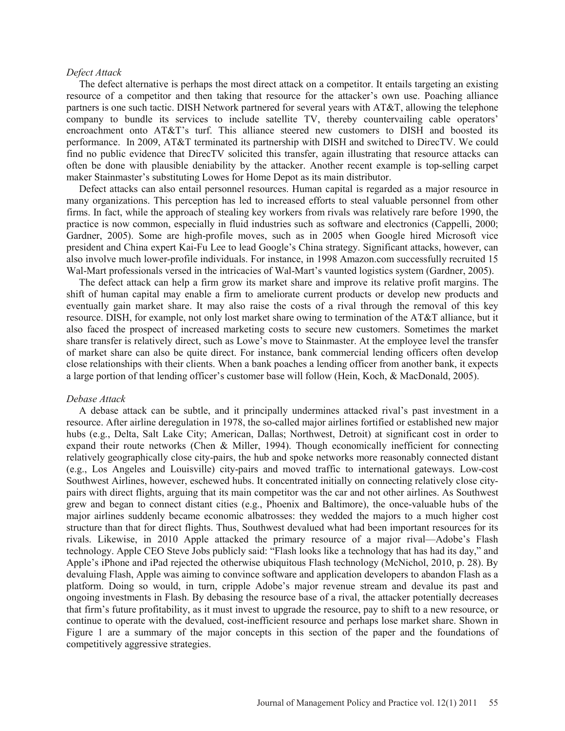*Defect Attack*

The defect alternative is perhaps the most direct attack on a competitor. It entails targeting an existing resource of a competitor and then taking that resource for the attacker's own use. Poaching alliance partners is one such tactic. DISH Network partnered for several years with AT&T, allowing the telephone company to bundle its services to include satellite TV, thereby countervailing cable operators' encroachment onto AT&T's turf. This alliance steered new customers to DISH and boosted its performance. In 2009, AT&T terminated its partnership with DISH and switched to DirecTV. We could find no public evidence that DirecTV solicited this transfer, again illustrating that resource attacks can often be done with plausible deniability by the attacker. Another recent example is top-selling carpet maker Stainmaster's substituting Lowes for Home Depot as its main distributor.

Defect attacks can also entail personnel resources. Human capital is regarded as a major resource in many organizations. This perception has led to increased efforts to steal valuable personnel from other firms. In fact, while the approach of stealing key workers from rivals was relatively rare before 1990, the practice is now common, especially in fluid industries such as software and electronics (Cappelli, 2000; Gardner, 2005). Some are high-profile moves, such as in 2005 when Google hired Microsoft vice president and China expert Kai-Fu Lee to lead Google's China strategy. Significant attacks, however, can also involve much lower-profile individuals. For instance, in 1998 Amazon.com successfully recruited 15 Wal-Mart professionals versed in the intricacies of Wal-Mart's vaunted logistics system (Gardner, 2005).

The defect attack can help a firm grow its market share and improve its relative profit margins. The shift of human capital may enable a firm to ameliorate current products or develop new products and eventually gain market share. It may also raise the costs of a rival through the removal of this key resource. DISH, for example, not only lost market share owing to termination of the AT&T alliance, but it also faced the prospect of increased marketing costs to secure new customers. Sometimes the market share transfer is relatively direct, such as Lowe's move to Stainmaster. At the employee level the transfer of market share can also be quite direct. For instance, bank commercial lending officers often develop close relationships with their clients. When a bank poaches a lending officer from another bank, it expects a large portion of that lending officer's customer base will follow (Hein, Koch, & MacDonald, 2005).

*Debase Attack*

A debase attack can be subtle, and it principally undermines attacked rival's past investment in a resource. After airline deregulation in 1978, the so-called major airlines fortified or established new major hubs (e.g., Delta, Salt Lake City; American, Dallas; Northwest, Detroit) at significant cost in order to expand their route networks (Chen & Miller, 1994). Though economically inefficient for connecting relatively geographically close city-pairs, the hub and spoke networks more reasonably connected distant (e.g., Los Angeles and Louisville) city-pairs and moved traffic to international gateways. Low-cost Southwest Airlines, however, eschewed hubs. It concentrated initially on connecting relatively close city-pairs with direct flights, arguing that its main competitor was the car and not other airlines. As Southwest grew and began to connect distant cities (e.g., Phoenix and Baltimore), the once-valuable hubs of the major airlines suddenly became economic albatrosses: they wedded the majors to a much higher cost structure than that for direct flights. Thus, Southwest devalued what had been important resources for its rivals. Likewise, in 2010 Apple attacked the primary resource of a major rival—Adobe's Flash technology. Apple CEO Steve Jobs publicly said: "Flash looks like a technology that has had its day," and Apple's iPhone and iPad rejected the otherwise ubiquitous Flash technology (McNichol, 2010, p. 28). By devaluing Flash, Apple was aiming to convince software and application developers to abandon Flash as a platform. Doing so would, in turn, cripple Adobe's major revenue stream and devalue its past and ongoing investments in Flash. By debasing the resource base of a rival, the attacker potentially decreases that firm's future profitability, as it must invest to upgrade the resource, pay to shift to a new resource, or continue to operate with the devalued, cost-inefficient resource and perhaps lose market share. Shown in Figure 1 are a summary of the major concepts in this section of the paper and the foundations of competitively aggressive strategies.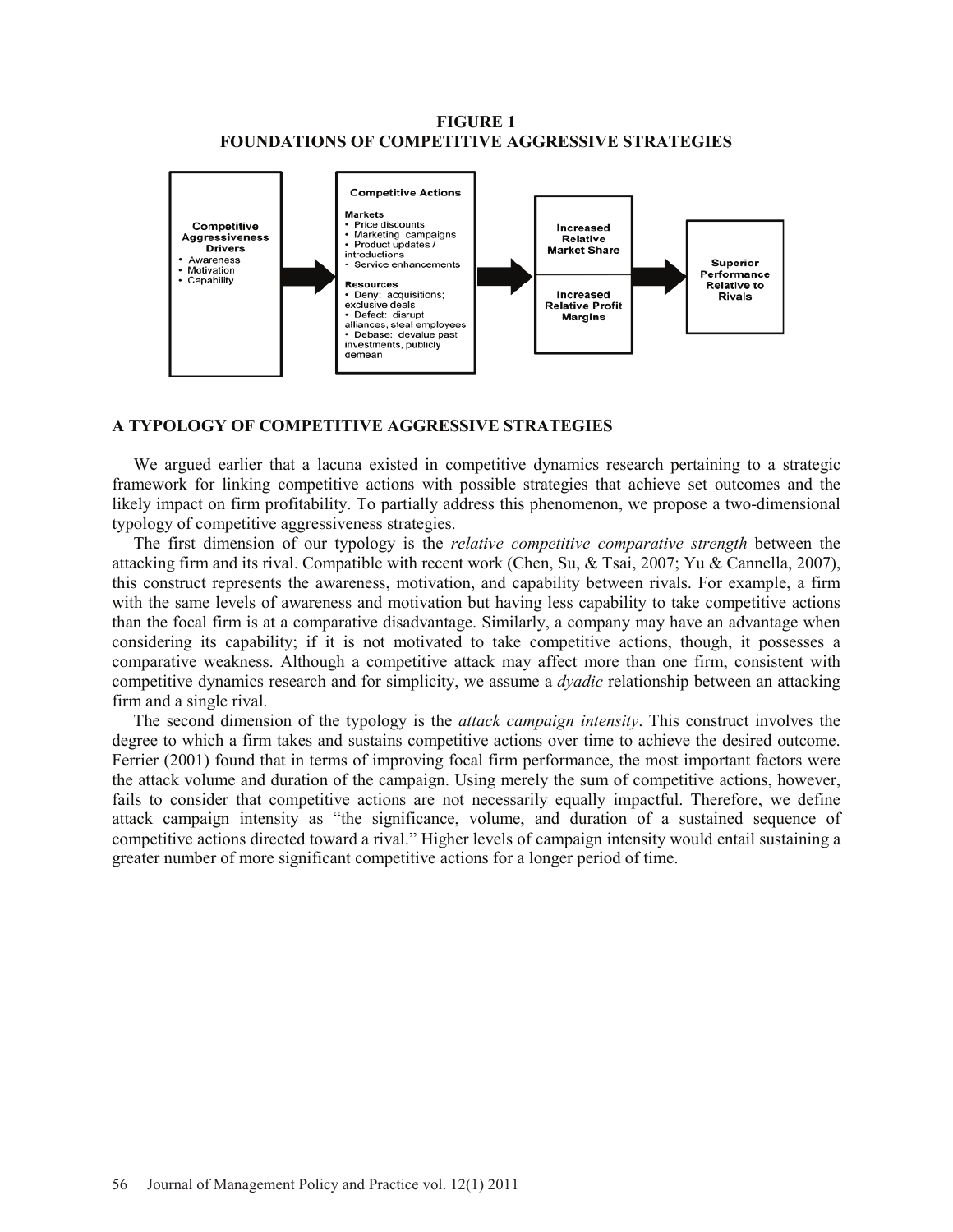**FIGURE 1**
**FOUNDATIONS OF COMPETITIVE AGGRESSIVE STRATEGIES**

**Competitive Aggressiveness Drivers**
- Awareness
- Motivation
- Capability

→

**Competitive Actions**

**Markets**
- Price discounts
- Marketing campaigns
- Product updates / introductions
- Service enhancements

**Resources**
- Deny: acquisitions; exclusive deals
- Defect: disrupt alliances, steal employees
- Debase: devalue past investments, publicly demean

→

**Increased Relative Market Share**

**Increased Relative Profit Margins**

→

**Superior Performance Relative to Rivals**

## A TYPOLOGY OF COMPETITIVE AGGRESSIVE STRATEGIES

We argued earlier that a lacuna existed in competitive dynamics research pertaining to a strategic framework for linking competitive actions with possible strategies that achieve set outcomes and the likely impact on firm profitability. To partially address this phenomenon, we propose a two-dimensional typology of competitive aggressiveness strategies.

The first dimension of our typology is the *relative competitive comparative strength* between the attacking firm and its rival. Compatible with recent work (Chen, Su, & Tsai, 2007; Yu & Cannella, 2007), this construct represents the awareness, motivation, and capability between rivals. For example, a firm with the same levels of awareness and motivation but having less capability to take competitive actions than the focal firm is at a comparative disadvantage. Similarly, a company may have an advantage when considering its capability; if it is not motivated to take competitive actions, though, it possesses a comparative weakness. Although a competitive attack may affect more than one firm, consistent with competitive dynamics research and for simplicity, we assume a *dyadic* relationship between an attacking firm and a single rival.

The second dimension of the typology is the *attack campaign intensity*. This construct involves the degree to which a firm takes and sustains competitive actions over time to achieve the desired outcome. Ferrier (2001) found that in terms of improving focal firm performance, the most important factors were the attack volume and duration of the campaign. Using merely the sum of competitive actions, however, fails to consider that competitive actions are not necessarily equally impactful. Therefore, we define attack campaign intensity as "the significance, volume, and duration of a sustained sequence of competitive actions directed toward a rival." Higher levels of campaign intensity would entail sustaining a greater number of more significant competitive actions for a longer period of time.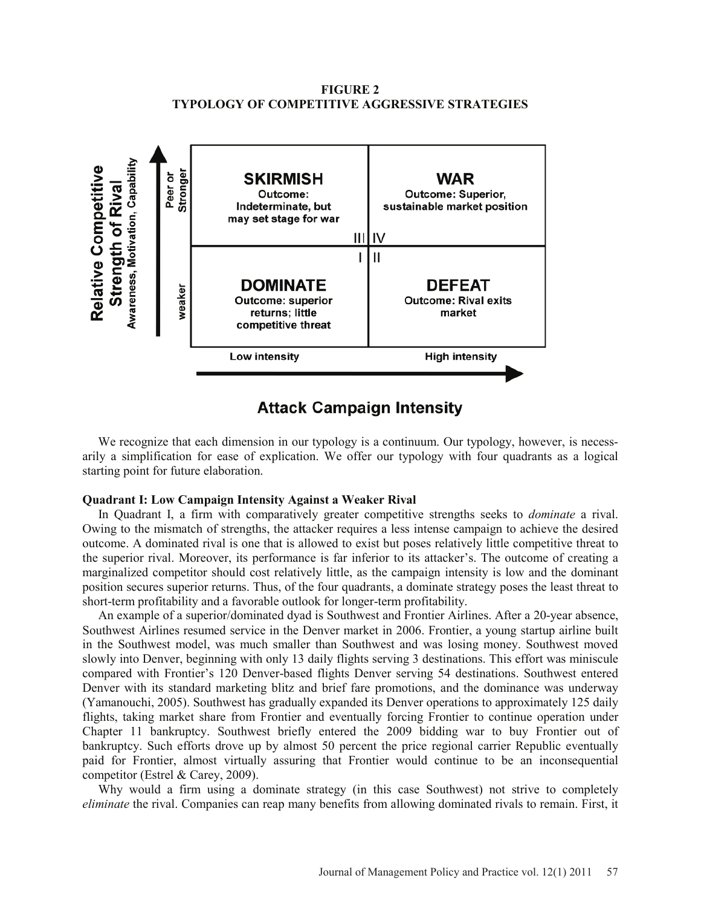**FIGURE 2**
**TYPOLOGY OF COMPETITIVE AGGRESSIVE STRATEGIES**

| Relative Competitive Strength of Rival (Awareness, Motivation, Capability) | Low intensity | High intensity |
|---|---|---|
| Peer or Stronger | III **SKIRMISH** Outcome: Indeterminate, but may set stage for war | IV **WAR** Outcome: Superior, sustainable market position |
| weaker | I **DOMINATE** Outcome: superior returns; little competitive threat | II **DEFEAT** Outcome: Rival exits market |

**Attack Campaign Intensity**

We recognize that each dimension in our typology is a continuum. Our typology, however, is necessarily a simplification for ease of explication. We offer our typology with four quadrants as a logical starting point for future elaboration.

**Quadrant I: Low Campaign Intensity Against a Weaker Rival**

In Quadrant I, a firm with comparatively greater competitive strengths seeks to *dominate* a rival. Owing to the mismatch of strengths, the attacker requires a less intense campaign to achieve the desired outcome. A dominated rival is one that is allowed to exist but poses relatively little competitive threat to the superior rival. Moreover, its performance is far inferior to its attacker's. The outcome of creating a marginalized competitor should cost relatively little, as the campaign intensity is low and the dominant position secures superior returns. Thus, of the four quadrants, a dominate strategy poses the least threat to short-term profitability and a favorable outlook for longer-term profitability.

An example of a superior/dominated dyad is Southwest and Frontier Airlines. After a 20-year absence, Southwest Airlines resumed service in the Denver market in 2006. Frontier, a young startup airline built in the Southwest model, was much smaller than Southwest and was losing money. Southwest moved slowly into Denver, beginning with only 13 daily flights serving 3 destinations. This effort was miniscule compared with Frontier's 120 Denver-based flights Denver serving 54 destinations. Southwest entered Denver with its standard marketing blitz and brief fare promotions, and the dominance was underway (Yamanouchi, 2005). Southwest has gradually expanded its Denver operations to approximately 125 daily flights, taking market share from Frontier and eventually forcing Frontier to continue operation under Chapter 11 bankruptcy. Southwest briefly entered the 2009 bidding war to buy Frontier out of bankruptcy. Such efforts drove up by almost 50 percent the price regional carrier Republic eventually paid for Frontier, almost virtually assuring that Frontier would continue to be an inconsequential competitor (Estrel & Carey, 2009).

Why would a firm using a dominate strategy (in this case Southwest) not strive to completely *eliminate* the rival. Companies can reap many benefits from allowing dominated rivals to remain. First, it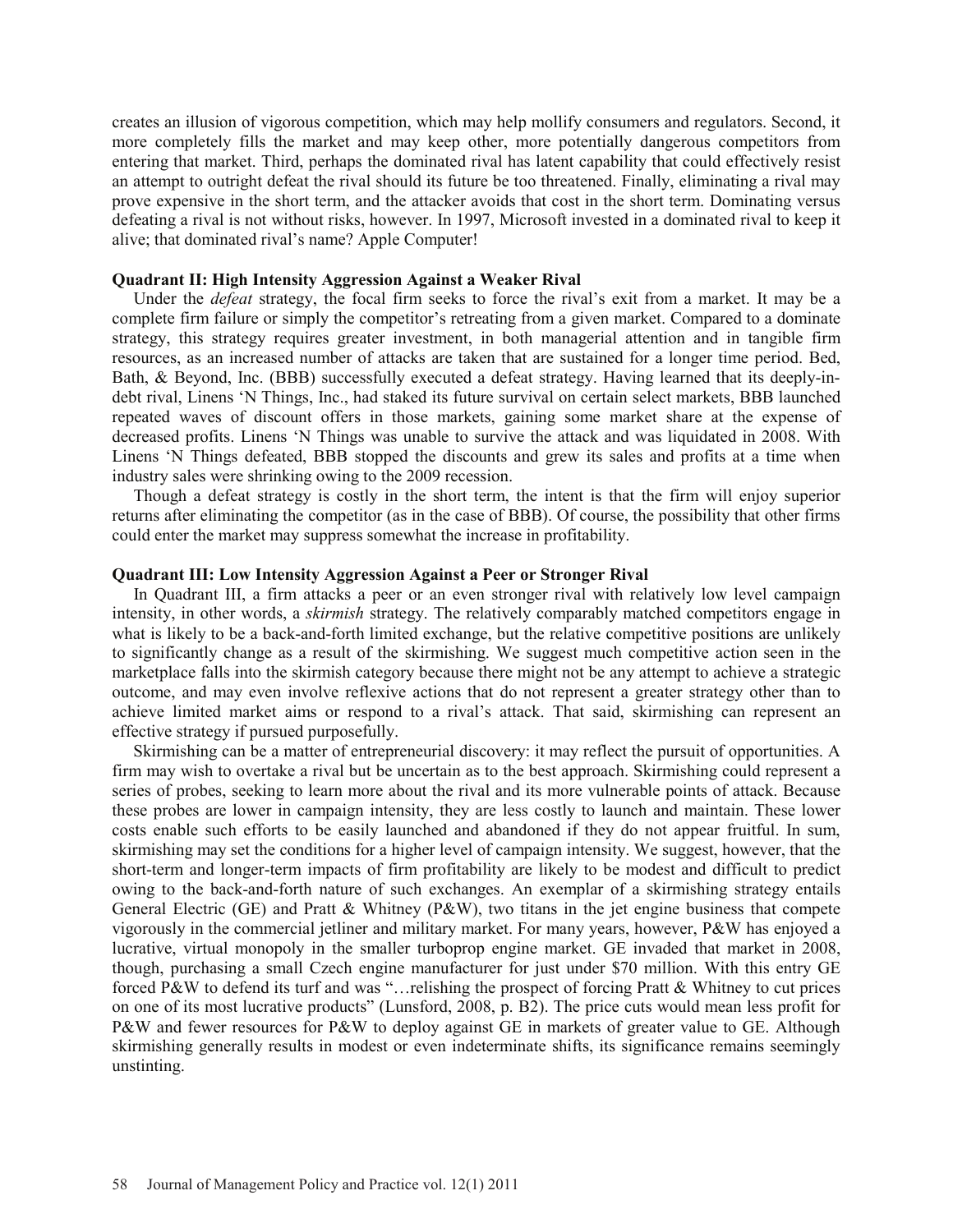creates an illusion of vigorous competition, which may help mollify consumers and regulators. Second, it more completely fills the market and may keep other, more potentially dangerous competitors from entering that market. Third, perhaps the dominated rival has latent capability that could effectively resist an attempt to outright defeat the rival should its future be too threatened. Finally, eliminating a rival may prove expensive in the short term, and the attacker avoids that cost in the short term. Dominating versus defeating a rival is not without risks, however. In 1997, Microsoft invested in a dominated rival to keep it alive; that dominated rival's name? Apple Computer!

**Quadrant II: High Intensity Aggression Against a Weaker Rival**

Under the *defeat* strategy, the focal firm seeks to force the rival's exit from a market. It may be a complete firm failure or simply the competitor's retreating from a given market. Compared to a dominate strategy, this strategy requires greater investment, in both managerial attention and in tangible firm resources, as an increased number of attacks are taken that are sustained for a longer time period. Bed, Bath, & Beyond, Inc. (BBB) successfully executed a defeat strategy. Having learned that its deeply-in-debt rival, Linens 'N Things, Inc., had staked its future survival on certain select markets, BBB launched repeated waves of discount offers in those markets, gaining some market share at the expense of decreased profits. Linens 'N Things was unable to survive the attack and was liquidated in 2008. With Linens 'N Things defeated, BBB stopped the discounts and grew its sales and profits at a time when industry sales were shrinking owing to the 2009 recession.

Though a defeat strategy is costly in the short term, the intent is that the firm will enjoy superior returns after eliminating the competitor (as in the case of BBB). Of course, the possibility that other firms could enter the market may suppress somewhat the increase in profitability.

**Quadrant III: Low Intensity Aggression Against a Peer or Stronger Rival**

In Quadrant III, a firm attacks a peer or an even stronger rival with relatively low level campaign intensity, in other words, a *skirmish* strategy. The relatively comparably matched competitors engage in what is likely to be a back-and-forth limited exchange, but the relative competitive positions are unlikely to significantly change as a result of the skirmishing. We suggest much competitive action seen in the marketplace falls into the skirmish category because there might not be any attempt to achieve a strategic outcome, and may even involve reflexive actions that do not represent a greater strategy other than to achieve limited market aims or respond to a rival's attack. That said, skirmishing can represent an effective strategy if pursued purposefully.

Skirmishing can be a matter of entrepreneurial discovery: it may reflect the pursuit of opportunities. A firm may wish to overtake a rival but be uncertain as to the best approach. Skirmishing could represent a series of probes, seeking to learn more about the rival and its more vulnerable points of attack. Because these probes are lower in campaign intensity, they are less costly to launch and maintain. These lower costs enable such efforts to be easily launched and abandoned if they do not appear fruitful. In sum, skirmishing may set the conditions for a higher level of campaign intensity. We suggest, however, that the short-term and longer-term impacts of firm profitability are likely to be modest and difficult to predict owing to the back-and-forth nature of such exchanges. An exemplar of a skirmishing strategy entails General Electric (GE) and Pratt & Whitney (P&W), two titans in the jet engine business that compete vigorously in the commercial jetliner and military market. For many years, however, P&W has enjoyed a lucrative, virtual monopoly in the smaller turboprop engine market. GE invaded that market in 2008, though, purchasing a small Czech engine manufacturer for just under $70 million. With this entry GE forced P&W to defend its turf and was "…relishing the prospect of forcing Pratt & Whitney to cut prices on one of its most lucrative products" (Lunsford, 2008, p. B2). The price cuts would mean less profit for P&W and fewer resources for P&W to deploy against GE in markets of greater value to GE. Although skirmishing generally results in modest or even indeterminate shifts, its significance remains seemingly unstinting.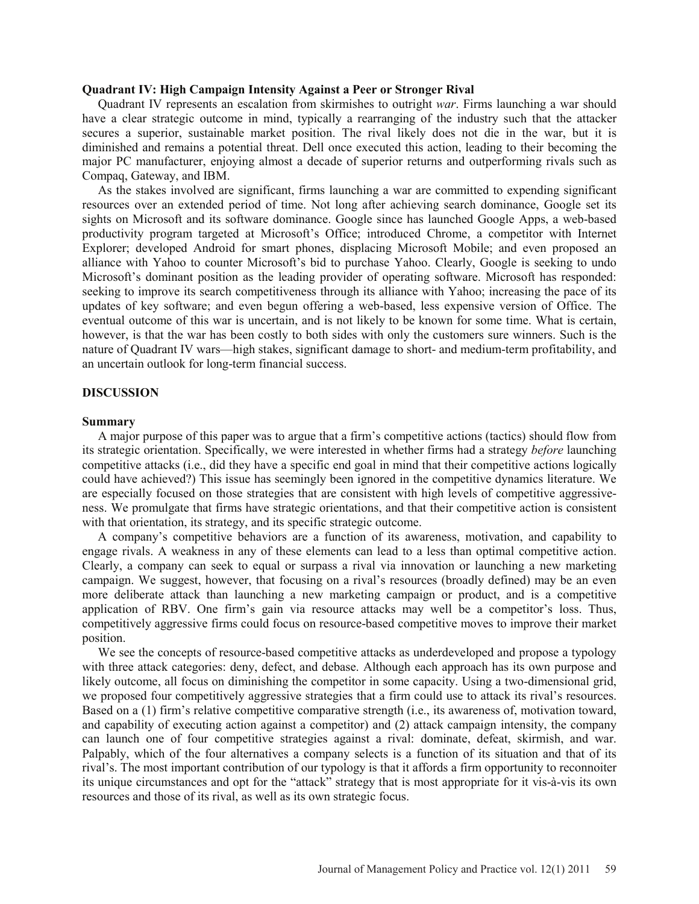### Quadrant IV: High Campaign Intensity Against a Peer or Stronger Rival

Quadrant IV represents an escalation from skirmishes to outright *war*. Firms launching a war should have a clear strategic outcome in mind, typically a rearranging of the industry such that the attacker secures a superior, sustainable market position. The rival likely does not die in the war, but it is diminished and remains a potential threat. Dell once executed this action, leading to their becoming the major PC manufacturer, enjoying almost a decade of superior returns and outperforming rivals such as Compaq, Gateway, and IBM.

As the stakes involved are significant, firms launching a war are committed to expending significant resources over an extended period of time. Not long after achieving search dominance, Google set its sights on Microsoft and its software dominance. Google since has launched Google Apps, a web-based productivity program targeted at Microsoft's Office; introduced Chrome, a competitor with Internet Explorer; developed Android for smart phones, displacing Microsoft Mobile; and even proposed an alliance with Yahoo to counter Microsoft's bid to purchase Yahoo. Clearly, Google is seeking to undo Microsoft's dominant position as the leading provider of operating software. Microsoft has responded: seeking to improve its search competitiveness through its alliance with Yahoo; increasing the pace of its updates of key software; and even begun offering a web-based, less expensive version of Office. The eventual outcome of this war is uncertain, and is not likely to be known for some time. What is certain, however, is that the war has been costly to both sides with only the customers sure winners. Such is the nature of Quadrant IV wars—high stakes, significant damage to short- and medium-term profitability, and an uncertain outlook for long-term financial success.

## DISCUSSION

### Summary

A major purpose of this paper was to argue that a firm's competitive actions (tactics) should flow from its strategic orientation. Specifically, we were interested in whether firms had a strategy *before* launching competitive attacks (i.e., did they have a specific end goal in mind that their competitive actions logically could have achieved?) This issue has seemingly been ignored in the competitive dynamics literature. We are especially focused on those strategies that are consistent with high levels of competitive aggressiveness. We promulgate that firms have strategic orientations, and that their competitive action is consistent with that orientation, its strategy, and its specific strategic outcome.

A company's competitive behaviors are a function of its awareness, motivation, and capability to engage rivals. A weakness in any of these elements can lead to a less than optimal competitive action. Clearly, a company can seek to equal or surpass a rival via innovation or launching a new marketing campaign. We suggest, however, that focusing on a rival's resources (broadly defined) may be an even more deliberate attack than launching a new marketing campaign or product, and is a competitive application of RBV. One firm's gain via resource attacks may well be a competitor's loss. Thus, competitively aggressive firms could focus on resource-based competitive moves to improve their market position.

We see the concepts of resource-based competitive attacks as underdeveloped and propose a typology with three attack categories: deny, defect, and debase. Although each approach has its own purpose and likely outcome, all focus on diminishing the competitor in some capacity. Using a two-dimensional grid, we proposed four competitively aggressive strategies that a firm could use to attack its rival's resources. Based on a (1) firm's relative competitive comparative strength (i.e., its awareness of, motivation toward, and capability of executing action against a competitor) and (2) attack campaign intensity, the company can launch one of four competitive strategies against a rival: dominate, defeat, skirmish, and war. Palpably, which of the four alternatives a company selects is a function of its situation and that of its rival's. The most important contribution of our typology is that it affords a firm opportunity to reconnoiter its unique circumstances and opt for the "attack" strategy that is most appropriate for it vis-à-vis its own resources and those of its rival, as well as its own strategic focus.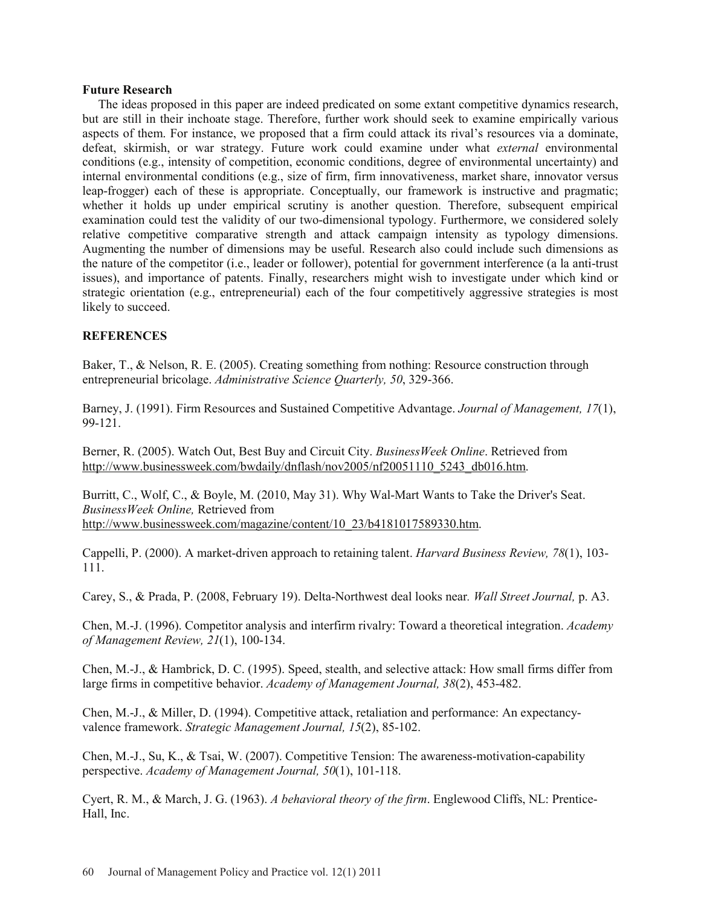## Future Research

The ideas proposed in this paper are indeed predicated on some extant competitive dynamics research, but are still in their inchoate stage. Therefore, further work should seek to examine empirically various aspects of them. For instance, we proposed that a firm could attack its rival's resources via a dominate, defeat, skirmish, or war strategy. Future work could examine under what *external* environmental conditions (e.g., intensity of competition, economic conditions, degree of environmental uncertainty) and internal environmental conditions (e.g., size of firm, firm innovativeness, market share, innovator versus leap-frogger) each of these is appropriate. Conceptually, our framework is instructive and pragmatic; whether it holds up under empirical scrutiny is another question. Therefore, subsequent empirical examination could test the validity of our two-dimensional typology. Furthermore, we considered solely relative competitive comparative strength and attack campaign intensity as typology dimensions. Augmenting the number of dimensions may be useful. Research also could include such dimensions as the nature of the competitor (i.e., leader or follower), potential for government interference (a la anti-trust issues), and importance of patents. Finally, researchers might wish to investigate under which kind or strategic orientation (e.g., entrepreneurial) each of the four competitively aggressive strategies is most likely to succeed.

## REFERENCES

Baker, T., & Nelson, R. E. (2005). Creating something from nothing: Resource construction through entrepreneurial bricolage. *Administrative Science Quarterly, 50*, 329-366.

Barney, J. (1991). Firm Resources and Sustained Competitive Advantage. *Journal of Management, 17*(1), 99-121.

Berner, R. (2005). Watch Out, Best Buy and Circuit City. *BusinessWeek Online*. Retrieved from http://www.businessweek.com/bwdaily/dnflash/nov2005/nf20051110_5243_db016.htm.

Burritt, C., Wolf, C., & Boyle, M. (2010, May 31). Why Wal-Mart Wants to Take the Driver's Seat. *BusinessWeek Online,* Retrieved from http://www.businessweek.com/magazine/content/10_23/b4181017589330.htm.

Cappelli, P. (2000). A market-driven approach to retaining talent. *Harvard Business Review, 78*(1), 103-111.

Carey, S., & Prada, P. (2008, February 19). Delta-Northwest deal looks near. *Wall Street Journal,* p. A3.

Chen, M.-J. (1996). Competitor analysis and interfirm rivalry: Toward a theoretical integration. *Academy of Management Review, 21*(1), 100-134.

Chen, M.-J., & Hambrick, D. C. (1995). Speed, stealth, and selective attack: How small firms differ from large firms in competitive behavior. *Academy of Management Journal, 38*(2), 453-482.

Chen, M.-J., & Miller, D. (1994). Competitive attack, retaliation and performance: An expectancy-valence framework. *Strategic Management Journal, 15*(2), 85-102.

Chen, M.-J., Su, K., & Tsai, W. (2007). Competitive Tension: The awareness-motivation-capability perspective. *Academy of Management Journal, 50*(1), 101-118.

Cyert, R. M., & March, J. G. (1963). *A behavioral theory of the firm*. Englewood Cliffs, NL: Prentice-Hall, Inc.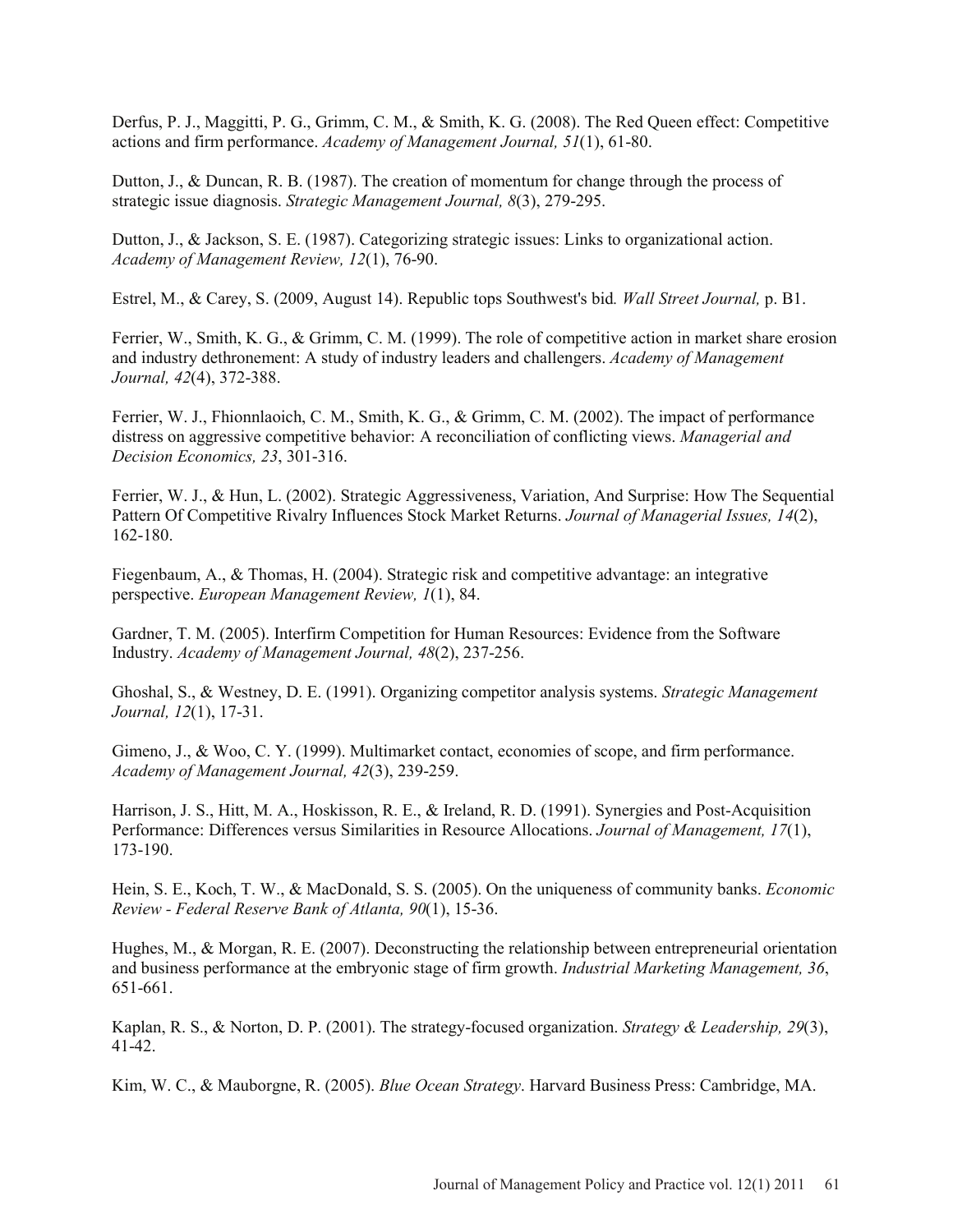Derfus, P. J., Maggitti, P. G., Grimm, C. M., & Smith, K. G. (2008). The Red Queen effect: Competitive actions and firm performance. *Academy of Management Journal, 51*(1), 61-80.

Dutton, J., & Duncan, R. B. (1987). The creation of momentum for change through the process of strategic issue diagnosis. *Strategic Management Journal, 8*(3), 279-295.

Dutton, J., & Jackson, S. E. (1987). Categorizing strategic issues: Links to organizational action. *Academy of Management Review, 12*(1), 76-90.

Estrel, M., & Carey, S. (2009, August 14). Republic tops Southwest's bid. *Wall Street Journal,* p. B1.

Ferrier, W., Smith, K. G., & Grimm, C. M. (1999). The role of competitive action in market share erosion and industry dethronement: A study of industry leaders and challengers. *Academy of Management Journal, 42*(4), 372-388.

Ferrier, W. J., Fhionnlaoich, C. M., Smith, K. G., & Grimm, C. M. (2002). The impact of performance distress on aggressive competitive behavior: A reconciliation of conflicting views. *Managerial and Decision Economics, 23*, 301-316.

Ferrier, W. J., & Hun, L. (2002). Strategic Aggressiveness, Variation, And Surprise: How The Sequential Pattern Of Competitive Rivalry Influences Stock Market Returns. *Journal of Managerial Issues, 14*(2), 162-180.

Fiegenbaum, A., & Thomas, H. (2004). Strategic risk and competitive advantage: an integrative perspective. *European Management Review, 1*(1), 84.

Gardner, T. M. (2005). Interfirm Competition for Human Resources: Evidence from the Software Industry. *Academy of Management Journal, 48*(2), 237-256.

Ghoshal, S., & Westney, D. E. (1991). Organizing competitor analysis systems. *Strategic Management Journal, 12*(1), 17-31.

Gimeno, J., & Woo, C. Y. (1999). Multimarket contact, economies of scope, and firm performance. *Academy of Management Journal, 42*(3), 239-259.

Harrison, J. S., Hitt, M. A., Hoskisson, R. E., & Ireland, R. D. (1991). Synergies and Post-Acquisition Performance: Differences versus Similarities in Resource Allocations. *Journal of Management, 17*(1), 173-190.

Hein, S. E., Koch, T. W., & MacDonald, S. S. (2005). On the uniqueness of community banks. *Economic Review - Federal Reserve Bank of Atlanta, 90*(1), 15-36.

Hughes, M., & Morgan, R. E. (2007). Deconstructing the relationship between entrepreneurial orientation and business performance at the embryonic stage of firm growth. *Industrial Marketing Management, 36*, 651-661.

Kaplan, R. S., & Norton, D. P. (2001). The strategy-focused organization. *Strategy & Leadership, 29*(3), 41-42.

Kim, W. C., & Mauborgne, R. (2005). *Blue Ocean Strategy*. Harvard Business Press: Cambridge, MA.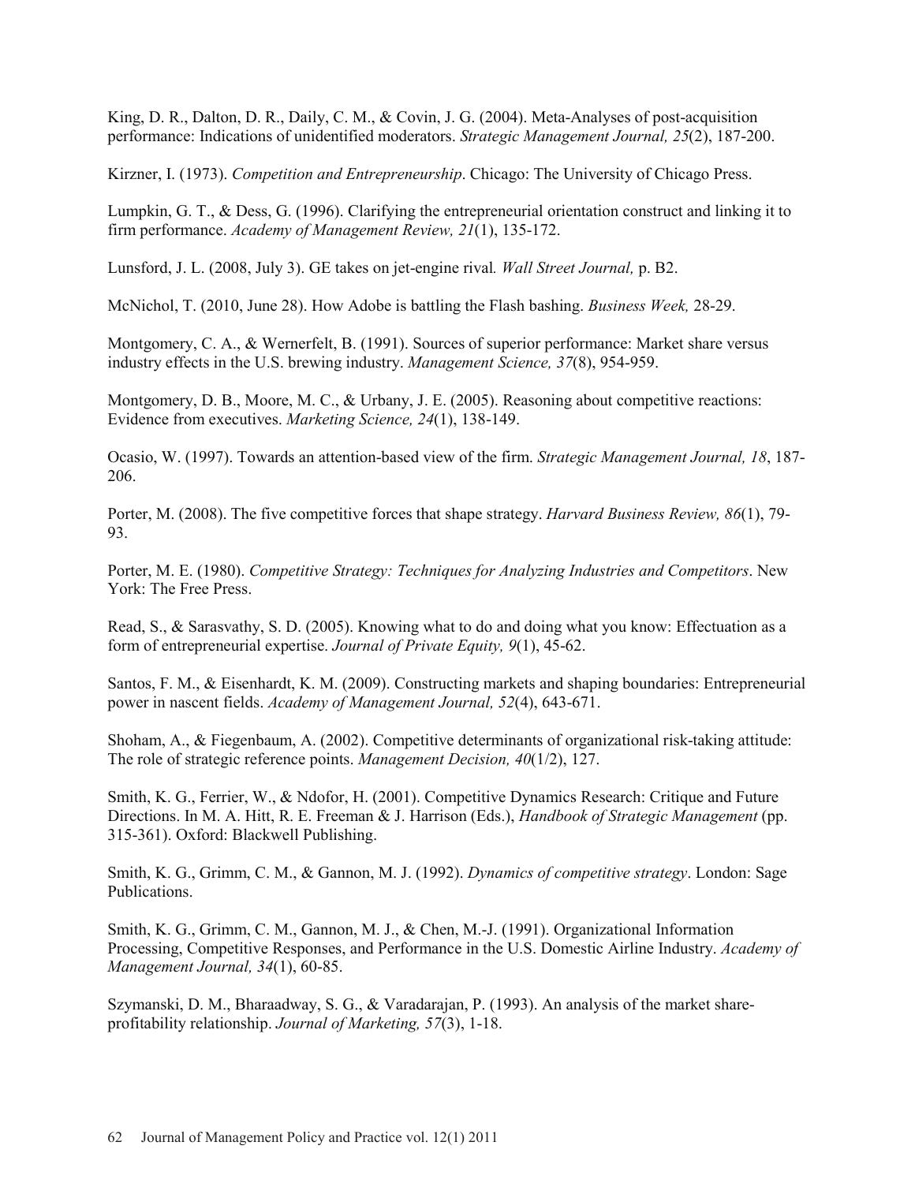King, D. R., Dalton, D. R., Daily, C. M., & Covin, J. G. (2004). Meta-Analyses of post-acquisition performance: Indications of unidentified moderators. *Strategic Management Journal, 25*(2), 187-200.

Kirzner, I. (1973). *Competition and Entrepreneurship*. Chicago: The University of Chicago Press.

Lumpkin, G. T., & Dess, G. (1996). Clarifying the entrepreneurial orientation construct and linking it to firm performance. *Academy of Management Review, 21*(1), 135-172.

Lunsford, J. L. (2008, July 3). GE takes on jet-engine rival*. Wall Street Journal,* p. B2.

McNichol, T. (2010, June 28). How Adobe is battling the Flash bashing. *Business Week,* 28-29.

Montgomery, C. A., & Wernerfelt, B. (1991). Sources of superior performance: Market share versus industry effects in the U.S. brewing industry. *Management Science, 37*(8), 954-959.

Montgomery, D. B., Moore, M. C., & Urbany, J. E. (2005). Reasoning about competitive reactions: Evidence from executives. *Marketing Science, 24*(1), 138-149.

Ocasio, W. (1997). Towards an attention-based view of the firm. *Strategic Management Journal, 18*, 187-206.

Porter, M. (2008). The five competitive forces that shape strategy. *Harvard Business Review, 86*(1), 79-93.

Porter, M. E. (1980). *Competitive Strategy: Techniques for Analyzing Industries and Competitors*. New York: The Free Press.

Read, S., & Sarasvathy, S. D. (2005). Knowing what to do and doing what you know: Effectuation as a form of entrepreneurial expertise. *Journal of Private Equity, 9*(1), 45-62.

Santos, F. M., & Eisenhardt, K. M. (2009). Constructing markets and shaping boundaries: Entrepreneurial power in nascent fields. *Academy of Management Journal, 52*(4), 643-671.

Shoham, A., & Fiegenbaum, A. (2002). Competitive determinants of organizational risk-taking attitude: The role of strategic reference points. *Management Decision, 40*(1/2), 127.

Smith, K. G., Ferrier, W., & Ndofor, H. (2001). Competitive Dynamics Research: Critique and Future Directions. In M. A. Hitt, R. E. Freeman & J. Harrison (Eds.), *Handbook of Strategic Management* (pp. 315-361). Oxford: Blackwell Publishing.

Smith, K. G., Grimm, C. M., & Gannon, M. J. (1992). *Dynamics of competitive strategy*. London: Sage Publications.

Smith, K. G., Grimm, C. M., Gannon, M. J., & Chen, M.-J. (1991). Organizational Information Processing, Competitive Responses, and Performance in the U.S. Domestic Airline Industry. *Academy of Management Journal, 34*(1), 60-85.

Szymanski, D. M., Bharaadway, S. G., & Varadarajan, P. (1993). An analysis of the market share-profitability relationship. *Journal of Marketing, 57*(3), 1-18.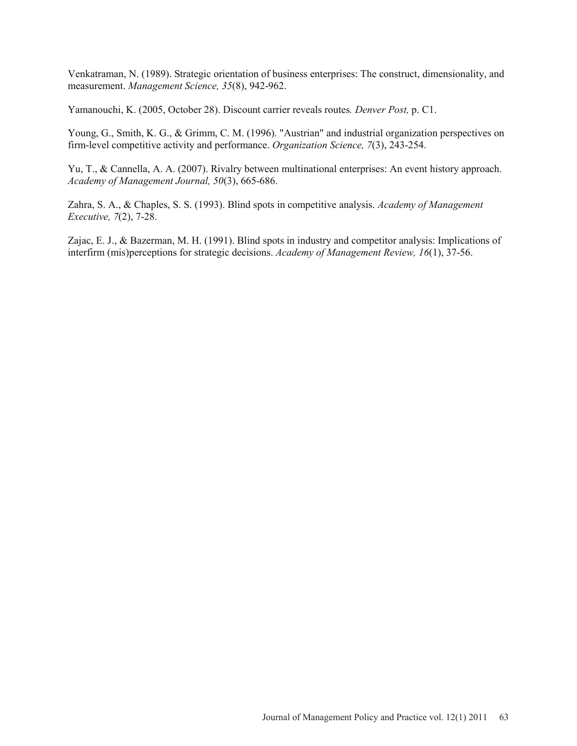Venkatraman, N. (1989). Strategic orientation of business enterprises: The construct, dimensionality, and measurement. *Management Science, 35*(8), 942-962.

Yamanouchi, K. (2005, October 28). Discount carrier reveals routes*. Denver Post,* p. C1.

Young, G., Smith, K. G., & Grimm, C. M. (1996). "Austrian" and industrial organization perspectives on firm-level competitive activity and performance. *Organization Science, 7*(3), 243-254.

Yu, T., & Cannella, A. A. (2007). Rivalry between multinational enterprises: An event history approach. *Academy of Management Journal, 50*(3), 665-686.

Zahra, S. A., & Chaples, S. S. (1993). Blind spots in competitive analysis. *Academy of Management Executive, 7*(2), 7-28.

Zajac, E. J., & Bazerman, M. H. (1991). Blind spots in industry and competitor analysis: Implications of interfirm (mis)perceptions for strategic decisions. *Academy of Management Review, 16*(1), 37-56.